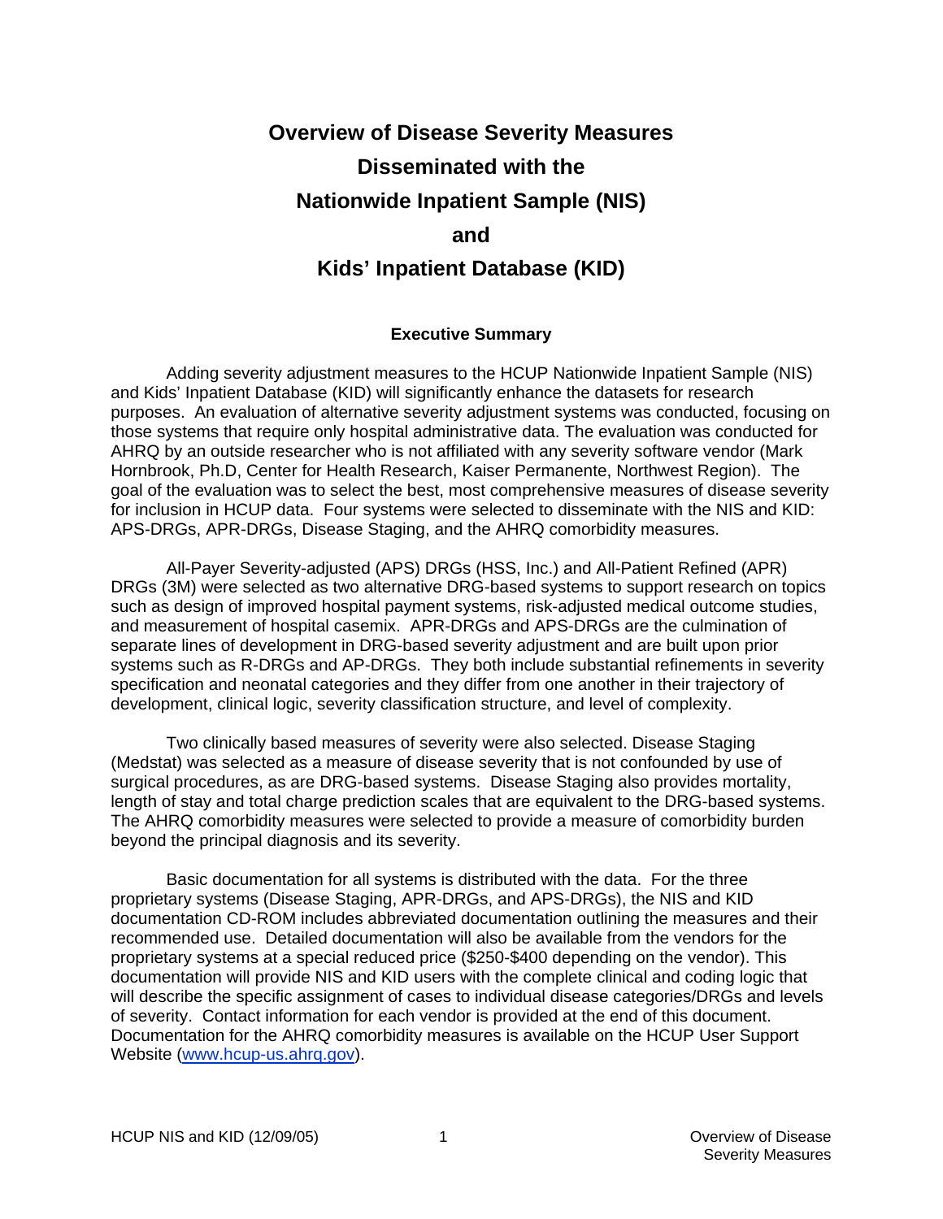# Overview of Disease Severity Measures Disseminated with the Nationwide Inpatient Sample (NIS) and Kids' Inpatient Database (KID)

## Executive Summary

Adding severity adjustment measures to the HCUP Nationwide Inpatient Sample (NIS) and Kids' Inpatient Database (KID) will significantly enhance the datasets for research purposes. An evaluation of alternative severity adjustment systems was conducted, focusing on those systems that require only hospital administrative data. The evaluation was conducted for AHRQ by an outside researcher who is not affiliated with any severity software vendor (Mark Hornbrook, Ph.D, Center for Health Research, Kaiser Permanente, Northwest Region). The goal of the evaluation was to select the best, most comprehensive measures of disease severity for inclusion in HCUP data. Four systems were selected to disseminate with the NIS and KID: APS-DRGs, APR-DRGs, Disease Staging, and the AHRQ comorbidity measures.

All-Payer Severity-adjusted (APS) DRGs (HSS, Inc.) and All-Patient Refined (APR) DRGs (3M) were selected as two alternative DRG-based systems to support research on topics such as design of improved hospital payment systems, risk-adjusted medical outcome studies, and measurement of hospital casemix. APR-DRGs and APS-DRGs are the culmination of separate lines of development in DRG-based severity adjustment and are built upon prior systems such as R-DRGs and AP-DRGs. They both include substantial refinements in severity specification and neonatal categories and they differ from one another in their trajectory of development, clinical logic, severity classification structure, and level of complexity.

Two clinically based measures of severity were also selected. Disease Staging (Medstat) was selected as a measure of disease severity that is not confounded by use of surgical procedures, as are DRG-based systems. Disease Staging also provides mortality, length of stay and total charge prediction scales that are equivalent to the DRG-based systems. The AHRQ comorbidity measures were selected to provide a measure of comorbidity burden beyond the principal diagnosis and its severity.

Basic documentation for all systems is distributed with the data. For the three proprietary systems (Disease Staging, APR-DRGs, and APS-DRGs), the NIS and KID documentation CD-ROM includes abbreviated documentation outlining the measures and their recommended use. Detailed documentation will also be available from the vendors for the proprietary systems at a special reduced price ($250-$400 depending on the vendor). This documentation will provide NIS and KID users with the complete clinical and coding logic that will describe the specific assignment of cases to individual disease categories/DRGs and levels of severity. Contact information for each vendor is provided at the end of this document. Documentation for the AHRQ comorbidity measures is available on the HCUP User Support Website (www.hcup-us.ahrq.gov).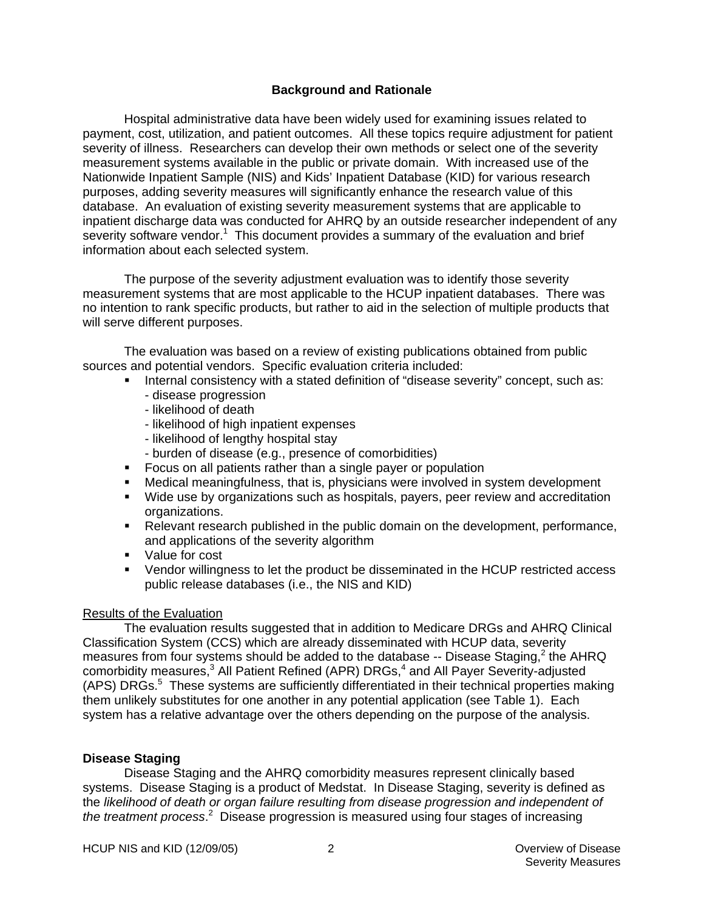## Background and Rationale

Hospital administrative data have been widely used for examining issues related to payment, cost, utilization, and patient outcomes. All these topics require adjustment for patient severity of illness. Researchers can develop their own methods or select one of the severity measurement systems available in the public or private domain. With increased use of the Nationwide Inpatient Sample (NIS) and Kids' Inpatient Database (KID) for various research purposes, adding severity measures will significantly enhance the research value of this database. An evaluation of existing severity measurement systems that are applicable to inpatient discharge data was conducted for AHRQ by an outside researcher independent of any severity software vendor.[1] This document provides a summary of the evaluation and brief information about each selected system.

The purpose of the severity adjustment evaluation was to identify those severity measurement systems that are most applicable to the HCUP inpatient databases. There was no intention to rank specific products, but rather to aid in the selection of multiple products that will serve different purposes.

The evaluation was based on a review of existing publications obtained from public sources and potential vendors. Specific evaluation criteria included:

- Internal consistency with a stated definition of "disease severity" concept, such as:
  - disease progression
  - likelihood of death
  - likelihood of high inpatient expenses
  - likelihood of lengthy hospital stay
  - burden of disease (e.g., presence of comorbidities)
- Focus on all patients rather than a single payer or population
- Medical meaningfulness, that is, physicians were involved in system development
- Wide use by organizations such as hospitals, payers, peer review and accreditation organizations.
- Relevant research published in the public domain on the development, performance, and applications of the severity algorithm
- Value for cost
- Vendor willingness to let the product be disseminated in the HCUP restricted access public release databases (i.e., the NIS and KID)

<u>Results of the Evaluation</u>

The evaluation results suggested that in addition to Medicare DRGs and AHRQ Clinical Classification System (CCS) which are already disseminated with HCUP data, severity measures from four systems should be added to the database -- Disease Staging,[2] the AHRQ comorbidity measures,[3] All Patient Refined (APR) DRGs,[4] and All Payer Severity-adjusted (APS) DRGs.[5] These systems are sufficiently differentiated in their technical properties making them unlikely substitutes for one another in any potential application (see Table 1). Each system has a relative advantage over the others depending on the purpose of the analysis.

### Disease Staging

Disease Staging and the AHRQ comorbidity measures represent clinically based systems. Disease Staging is a product of Medstat. In Disease Staging, severity is defined as the *likelihood of death or organ failure resulting from disease progression and independent of the treatment process*.[2] Disease progression is measured using four stages of increasing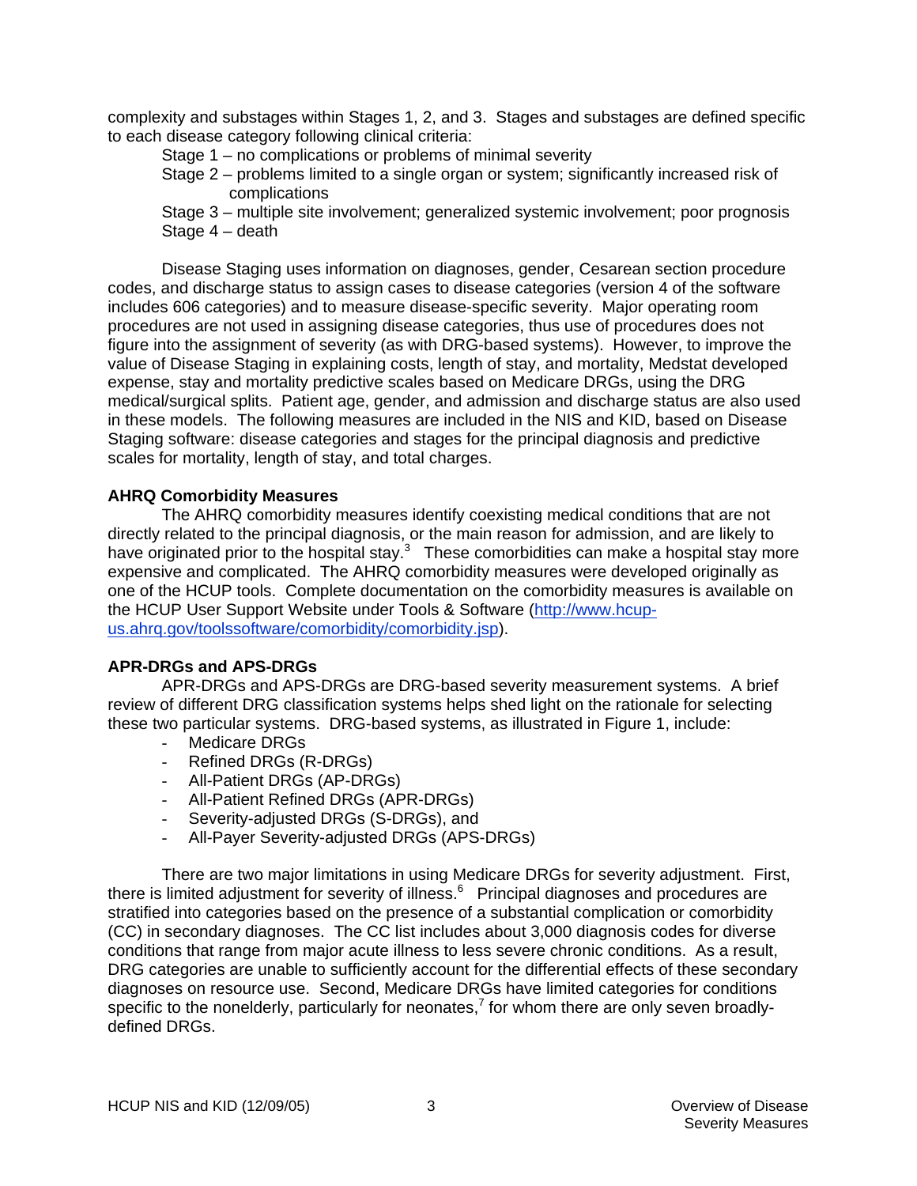complexity and substages within Stages 1, 2, and 3. Stages and substages are defined specific to each disease category following clinical criteria:

- Stage 1 – no complications or problems of minimal severity
- Stage 2 – problems limited to a single organ or system; significantly increased risk of complications
- Stage 3 – multiple site involvement; generalized systemic involvement; poor prognosis
- Stage 4 – death

Disease Staging uses information on diagnoses, gender, Cesarean section procedure codes, and discharge status to assign cases to disease categories (version 4 of the software includes 606 categories) and to measure disease-specific severity. Major operating room procedures are not used in assigning disease categories, thus use of procedures does not figure into the assignment of severity (as with DRG-based systems). However, to improve the value of Disease Staging in explaining costs, length of stay, and mortality, Medstat developed expense, stay and mortality predictive scales based on Medicare DRGs, using the DRG medical/surgical splits. Patient age, gender, and admission and discharge status are also used in these models. The following measures are included in the NIS and KID, based on Disease Staging software: disease categories and stages for the principal diagnosis and predictive scales for mortality, length of stay, and total charges.

**AHRQ Comorbidity Measures**

The AHRQ comorbidity measures identify coexisting medical conditions that are not directly related to the principal diagnosis, or the main reason for admission, and are likely to have originated prior to the hospital stay.[3] These comorbidities can make a hospital stay more expensive and complicated. The AHRQ comorbidity measures were developed originally as one of the HCUP tools. Complete documentation on the comorbidity measures is available on the HCUP User Support Website under Tools & Software (http://www.hcup-us.ahrq.gov/toolssoftware/comorbidity/comorbidity.jsp).

**APR-DRGs and APS-DRGs**

APR-DRGs and APS-DRGs are DRG-based severity measurement systems. A brief review of different DRG classification systems helps shed light on the rationale for selecting these two particular systems. DRG-based systems, as illustrated in Figure 1, include:

- Medicare DRGs
- Refined DRGs (R-DRGs)
- All-Patient DRGs (AP-DRGs)
- All-Patient Refined DRGs (APR-DRGs)
- Severity-adjusted DRGs (S-DRGs), and
- All-Payer Severity-adjusted DRGs (APS-DRGs)

There are two major limitations in using Medicare DRGs for severity adjustment. First, there is limited adjustment for severity of illness.[6] Principal diagnoses and procedures are stratified into categories based on the presence of a substantial complication or comorbidity (CC) in secondary diagnoses. The CC list includes about 3,000 diagnosis codes for diverse conditions that range from major acute illness to less severe chronic conditions. As a result, DRG categories are unable to sufficiently account for the differential effects of these secondary diagnoses on resource use. Second, Medicare DRGs have limited categories for conditions specific to the nonelderly, particularly for neonates,[7] for whom there are only seven broadly-defined DRGs.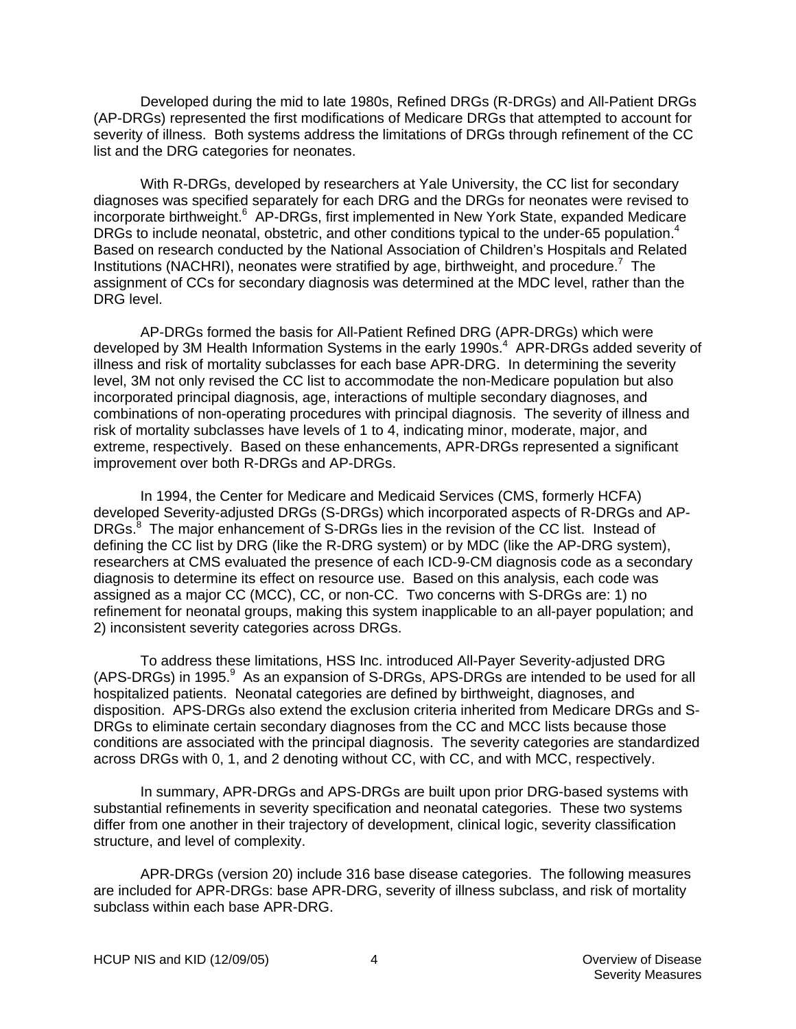Developed during the mid to late 1980s, Refined DRGs (R-DRGs) and All-Patient DRGs (AP-DRGs) represented the first modifications of Medicare DRGs that attempted to account for severity of illness. Both systems address the limitations of DRGs through refinement of the CC list and the DRG categories for neonates.

With R-DRGs, developed by researchers at Yale University, the CC list for secondary diagnoses was specified separately for each DRG and the DRGs for neonates were revised to incorporate birthweight.[6] AP-DRGs, first implemented in New York State, expanded Medicare DRGs to include neonatal, obstetric, and other conditions typical to the under-65 population.[4] Based on research conducted by the National Association of Children's Hospitals and Related Institutions (NACHRI), neonates were stratified by age, birthweight, and procedure.[7] The assignment of CCs for secondary diagnosis was determined at the MDC level, rather than the DRG level.

AP-DRGs formed the basis for All-Patient Refined DRG (APR-DRGs) which were developed by 3M Health Information Systems in the early 1990s.[4] APR-DRGs added severity of illness and risk of mortality subclasses for each base APR-DRG. In determining the severity level, 3M not only revised the CC list to accommodate the non-Medicare population but also incorporated principal diagnosis, age, interactions of multiple secondary diagnoses, and combinations of non-operating procedures with principal diagnosis. The severity of illness and risk of mortality subclasses have levels of 1 to 4, indicating minor, moderate, major, and extreme, respectively. Based on these enhancements, APR-DRGs represented a significant improvement over both R-DRGs and AP-DRGs.

In 1994, the Center for Medicare and Medicaid Services (CMS, formerly HCFA) developed Severity-adjusted DRGs (S-DRGs) which incorporated aspects of R-DRGs and AP-DRGs.[8] The major enhancement of S-DRGs lies in the revision of the CC list. Instead of defining the CC list by DRG (like the R-DRG system) or by MDC (like the AP-DRG system), researchers at CMS evaluated the presence of each ICD-9-CM diagnosis code as a secondary diagnosis to determine its effect on resource use. Based on this analysis, each code was assigned as a major CC (MCC), CC, or non-CC. Two concerns with S-DRGs are: 1) no refinement for neonatal groups, making this system inapplicable to an all-payer population; and 2) inconsistent severity categories across DRGs.

To address these limitations, HSS Inc. introduced All-Payer Severity-adjusted DRG (APS-DRGs) in 1995.[9] As an expansion of S-DRGs, APS-DRGs are intended to be used for all hospitalized patients. Neonatal categories are defined by birthweight, diagnoses, and disposition. APS-DRGs also extend the exclusion criteria inherited from Medicare DRGs and S-DRGs to eliminate certain secondary diagnoses from the CC and MCC lists because those conditions are associated with the principal diagnosis. The severity categories are standardized across DRGs with 0, 1, and 2 denoting without CC, with CC, and with MCC, respectively.

In summary, APR-DRGs and APS-DRGs are built upon prior DRG-based systems with substantial refinements in severity specification and neonatal categories. These two systems differ from one another in their trajectory of development, clinical logic, severity classification structure, and level of complexity.

APR-DRGs (version 20) include 316 base disease categories. The following measures are included for APR-DRGs: base APR-DRG, severity of illness subclass, and risk of mortality subclass within each base APR-DRG.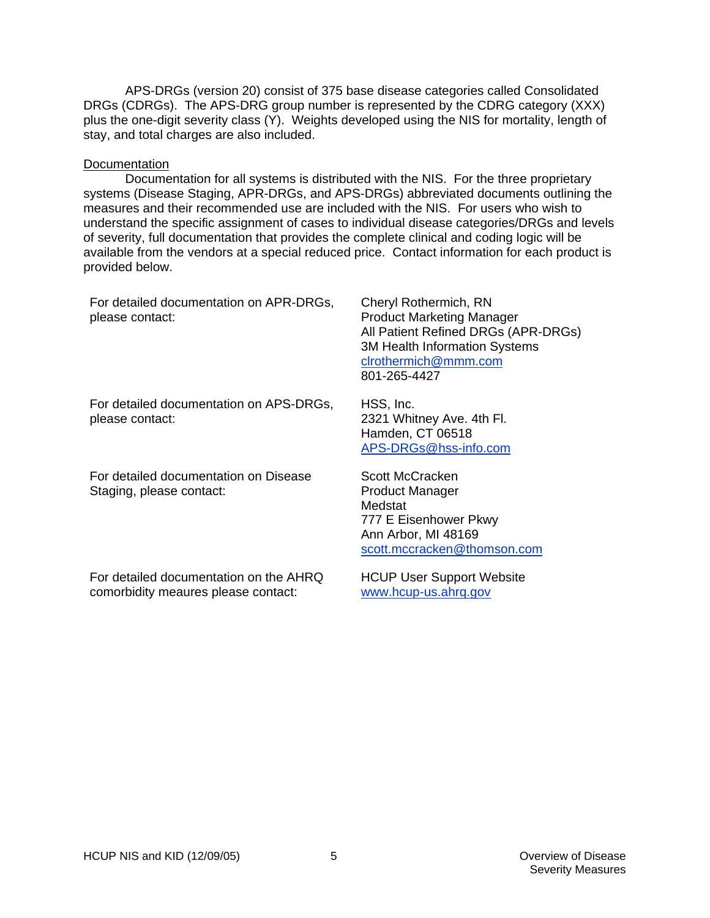APS-DRGs (version 20) consist of 375 base disease categories called Consolidated DRGs (CDRGs). The APS-DRG group number is represented by the CDRG category (XXX) plus the one-digit severity class (Y). Weights developed using the NIS for mortality, length of stay, and total charges are also included.

Documentation

Documentation for all systems is distributed with the NIS. For the three proprietary systems (Disease Staging, APR-DRGs, and APS-DRGs) abbreviated documents outlining the measures and their recommended use are included with the NIS. For users who wish to understand the specific assignment of cases to individual disease categories/DRGs and levels of severity, full documentation that provides the complete clinical and coding logic will be available from the vendors at a special reduced price. Contact information for each product is provided below.

| | |
|---|---|
| For detailed documentation on APR-DRGs, please contact: | Cheryl Rothermich, RN<br>Product Marketing Manager<br>All Patient Refined DRGs (APR-DRGs)<br>3M Health Information Systems<br>clrothermich@mmm.com<br>801-265-4427 |
| For detailed documentation on APS-DRGs, please contact: | HSS, Inc.<br>2321 Whitney Ave. 4th Fl.<br>Hamden, CT 06518<br>APS-DRGs@hss-info.com |
| For detailed documentation on Disease Staging, please contact: | Scott McCracken<br>Product Manager<br>Medstat<br>777 E Eisenhower Pkwy<br>Ann Arbor, MI 48169<br>scott.mccracken@thomson.com |
| For detailed documentation on the AHRQ comorbidity meaures please contact: | HCUP User Support Website<br>www.hcup-us.ahrq.gov |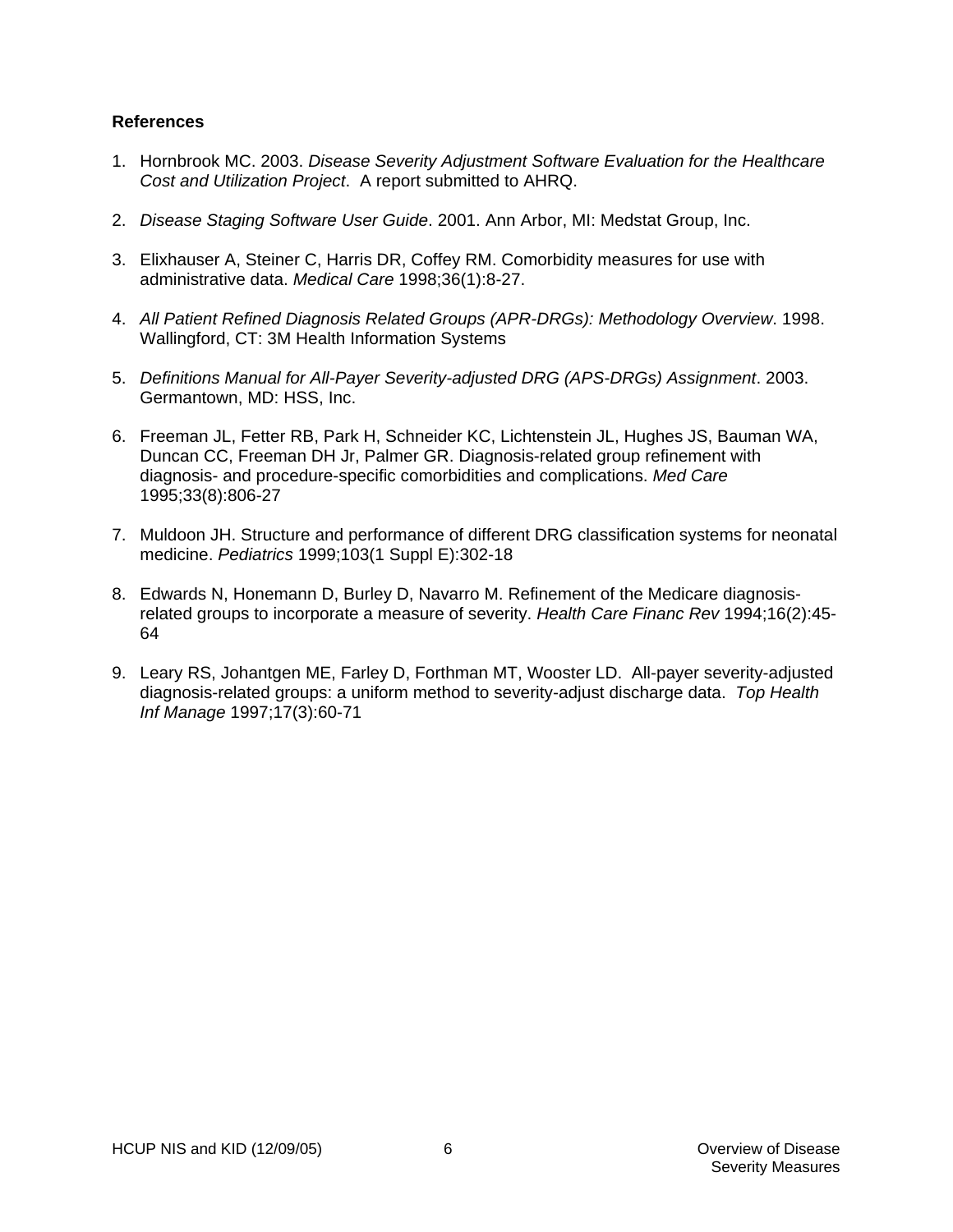**References**

1. Hornbrook MC. 2003. *Disease Severity Adjustment Software Evaluation for the Healthcare Cost and Utilization Project*. A report submitted to AHRQ.

2. *Disease Staging Software User Guide*. 2001. Ann Arbor, MI: Medstat Group, Inc.

3. Elixhauser A, Steiner C, Harris DR, Coffey RM. Comorbidity measures for use with administrative data. *Medical Care* 1998;36(1):8-27.

4. *All Patient Refined Diagnosis Related Groups (APR-DRGs): Methodology Overview*. 1998. Wallingford, CT: 3M Health Information Systems

5. *Definitions Manual for All-Payer Severity-adjusted DRG (APS-DRGs) Assignment*. 2003. Germantown, MD: HSS, Inc.

6. Freeman JL, Fetter RB, Park H, Schneider KC, Lichtenstein JL, Hughes JS, Bauman WA, Duncan CC, Freeman DH Jr, Palmer GR. Diagnosis-related group refinement with diagnosis- and procedure-specific comorbidities and complications. *Med Care* 1995;33(8):806-27

7. Muldoon JH. Structure and performance of different DRG classification systems for neonatal medicine. *Pediatrics* 1999;103(1 Suppl E):302-18

8. Edwards N, Honemann D, Burley D, Navarro M. Refinement of the Medicare diagnosis-related groups to incorporate a measure of severity. *Health Care Financ Rev* 1994;16(2):45-64

9. Leary RS, Johantgen ME, Farley D, Forthman MT, Wooster LD. All-payer severity-adjusted diagnosis-related groups: a uniform method to severity-adjust discharge data. *Top Health Inf Manage* 1997;17(3):60-71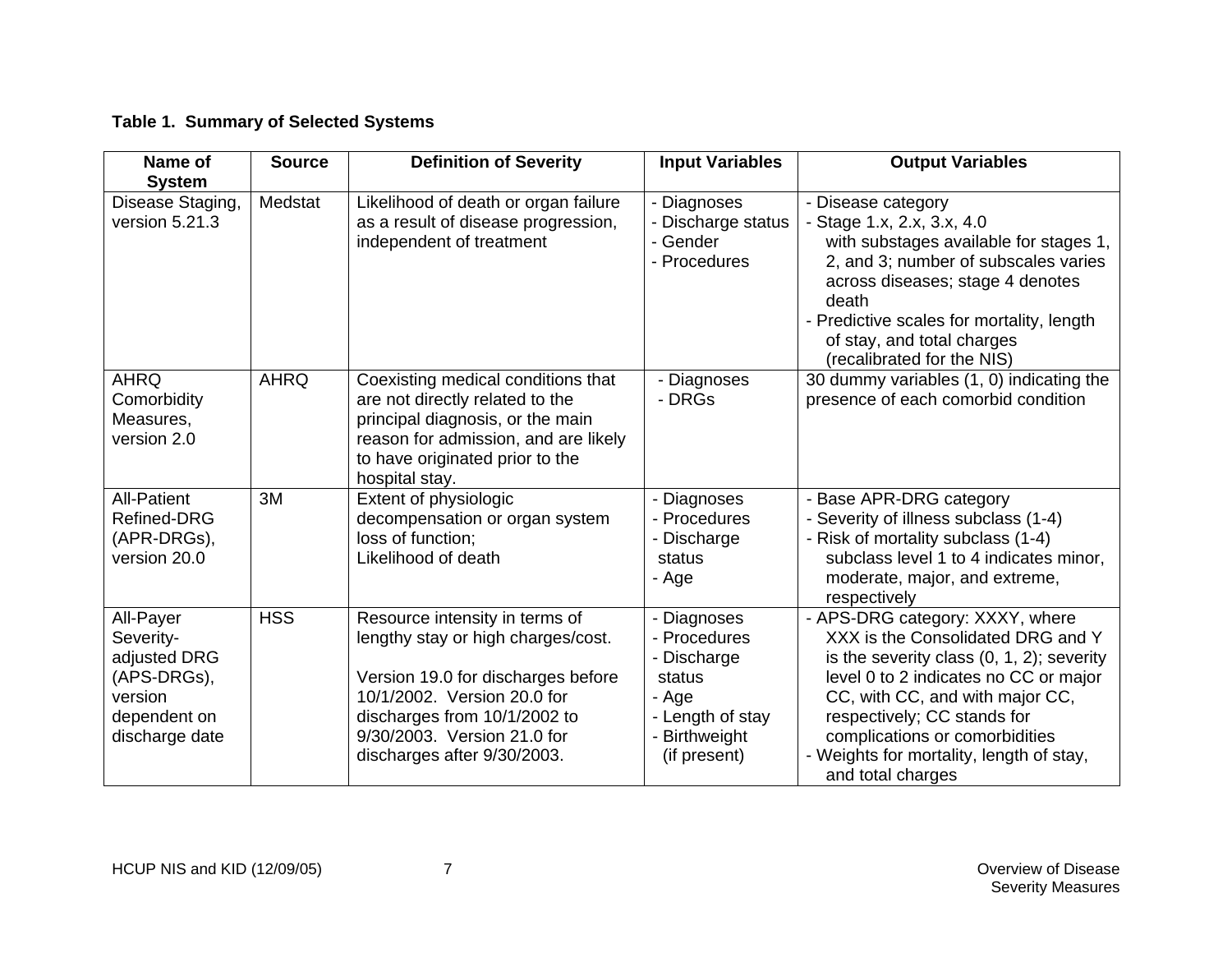**Table 1. Summary of Selected Systems**

| Name of System | Source | Definition of Severity | Input Variables | Output Variables |
|---|---|---|---|---|
| Disease Staging, version 5.21.3 | Medstat | Likelihood of death or organ failure as a result of disease progression, independent of treatment | - Diagnoses<br>- Discharge status<br>- Gender<br>- Procedures | - Disease category<br>- Stage 1.x, 2.x, 3.x, 4.0 with substages available for stages 1, 2, and 3; number of subscales varies across diseases; stage 4 denotes death<br>- Predictive scales for mortality, length of stay, and total charges (recalibrated for the NIS) |
| AHRQ Comorbidity Measures, version 2.0 | AHRQ | Coexisting medical conditions that are not directly related to the principal diagnosis, or the main reason for admission, and are likely to have originated prior to the hospital stay. | - Diagnoses<br>- DRGs | 30 dummy variables (1, 0) indicating the presence of each comorbid condition |
| All-Patient Refined-DRG (APR-DRGs), version 20.0 | 3M | Extent of physiologic decompensation or organ system loss of function;<br>Likelihood of death | - Diagnoses<br>- Procedures<br>- Discharge status<br>- Age | - Base APR-DRG category<br>- Severity of illness subclass (1-4)<br>- Risk of mortality subclass (1-4) subclass level 1 to 4 indicates minor, moderate, major, and extreme, respectively |
| All-Payer Severity-adjusted DRG (APS-DRGs), version dependent on discharge date | HSS | Resource intensity in terms of lengthy stay or high charges/cost.<br><br>Version 19.0 for discharges before 10/1/2002. Version 20.0 for discharges from 10/1/2002 to 9/30/2003. Version 21.0 for discharges after 9/30/2003. | - Diagnoses<br>- Procedures<br>- Discharge status<br>- Age<br>- Length of stay<br>- Birthweight (if present) | - APS-DRG category: XXXY, where XXX is the Consolidated DRG and Y is the severity class (0, 1, 2); severity level 0 to 2 indicates no CC or major CC, with CC, and with major CC, respectively; CC stands for complications or comorbidities<br>- Weights for mortality, length of stay, and total charges |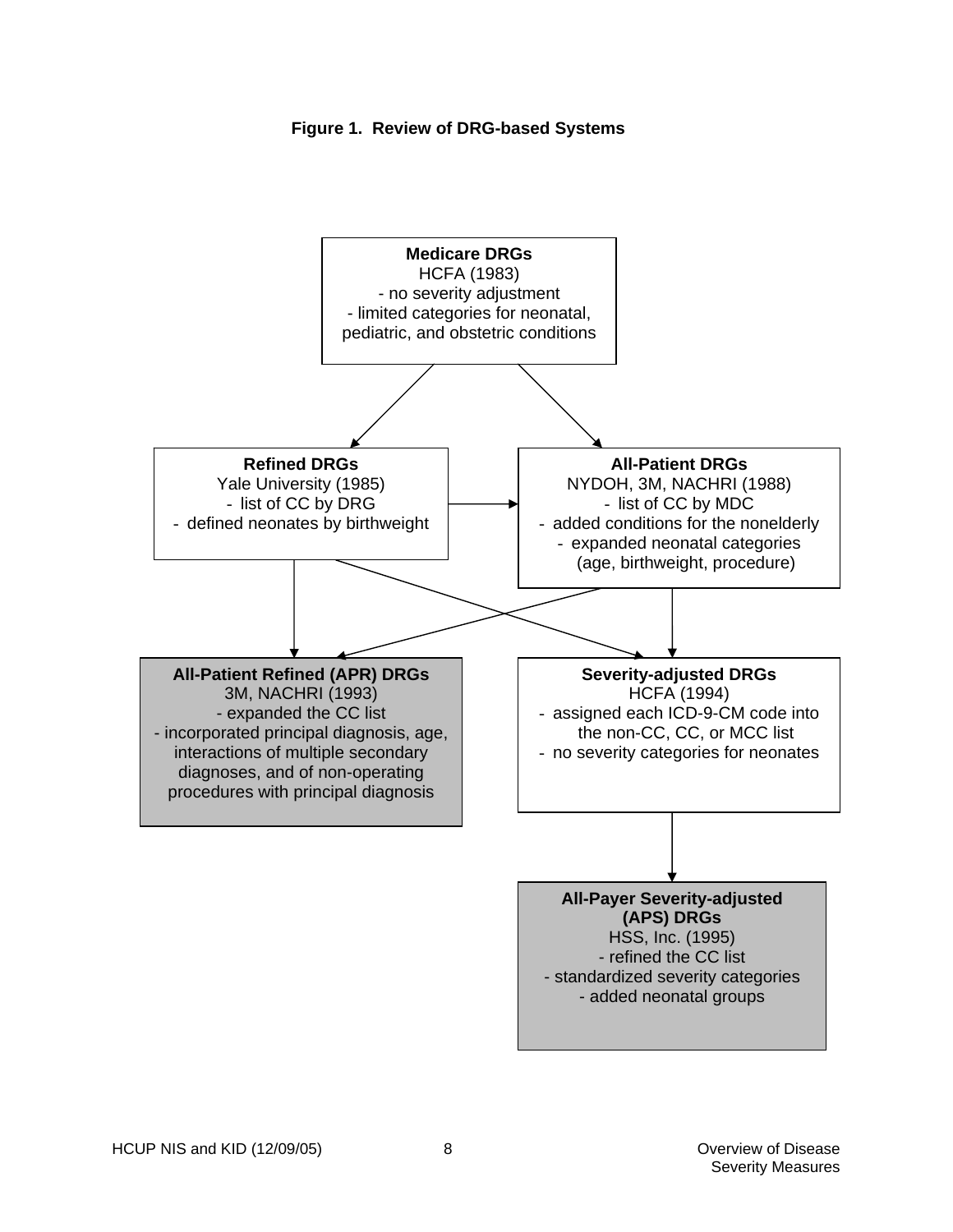**Figure 1. Review of DRG-based Systems**

**Medicare DRGs**
HCFA (1983)
- no severity adjustment
- limited categories for neonatal, pediatric, and obstetric conditions

**Refined DRGs**
Yale University (1985)
- list of CC by DRG
- defined neonates by birthweight

**All-Patient DRGs**
NYDOH, 3M, NACHRI (1988)
- list of CC by MDC
- added conditions for the nonelderly
- expanded neonatal categories (age, birthweight, procedure)

**All-Patient Refined (APR) DRGs**
3M, NACHRI (1993)
- expanded the CC list
- incorporated principal diagnosis, age, interactions of multiple secondary diagnoses, and of non-operating procedures with principal diagnosis

**Severity-adjusted DRGs**
HCFA (1994)
- assigned each ICD-9-CM code into the non-CC, CC, or MCC list
- no severity categories for neonates

**All-Payer Severity-adjusted (APS) DRGs**
HSS, Inc. (1995)
- refined the CC list
- standardized severity categories
- added neonatal groups